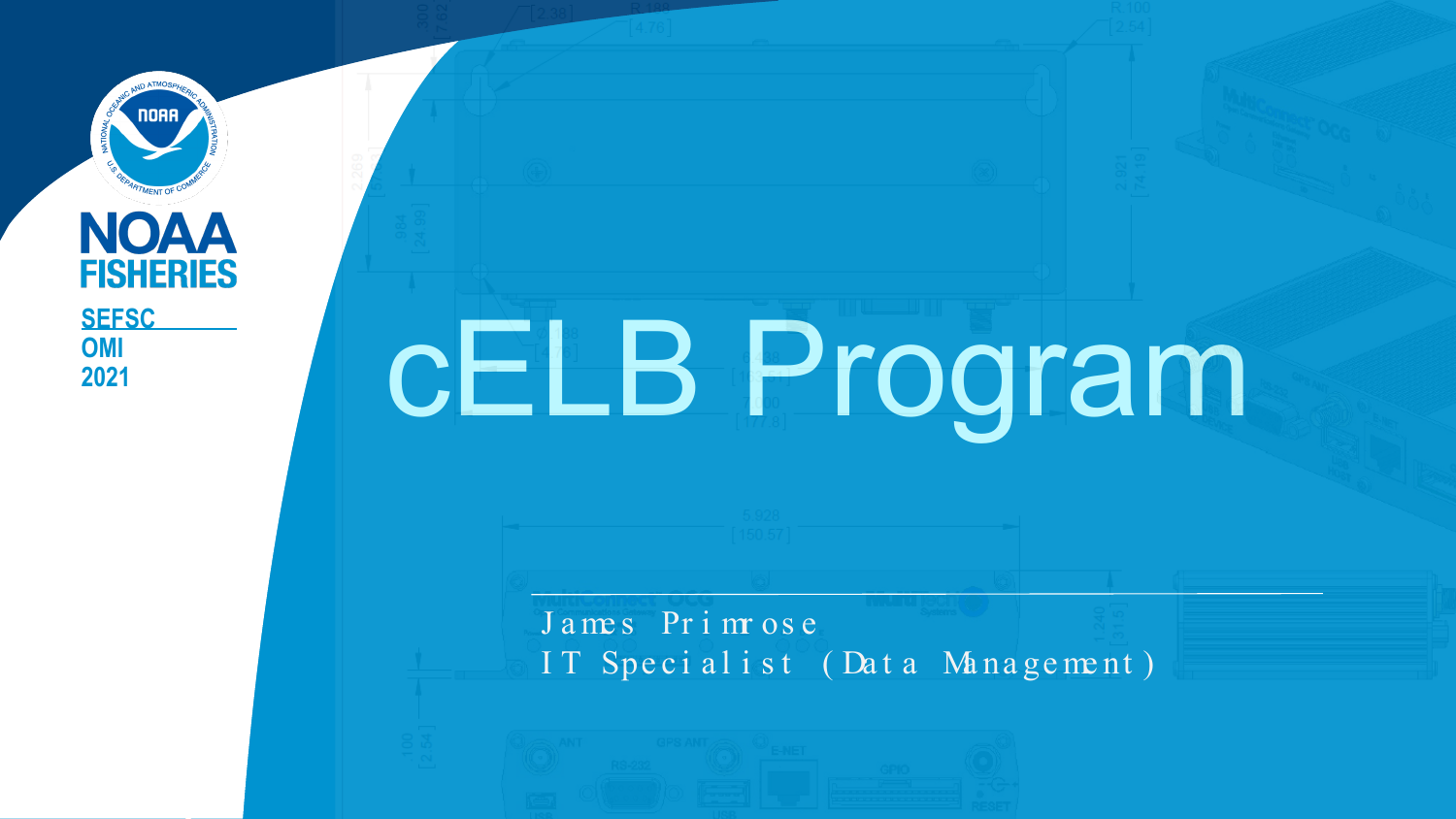NOAA FISHERIES

SEFSC
OMI
2021

# cELB Program

James Primrose
IT Specialist (Data Management)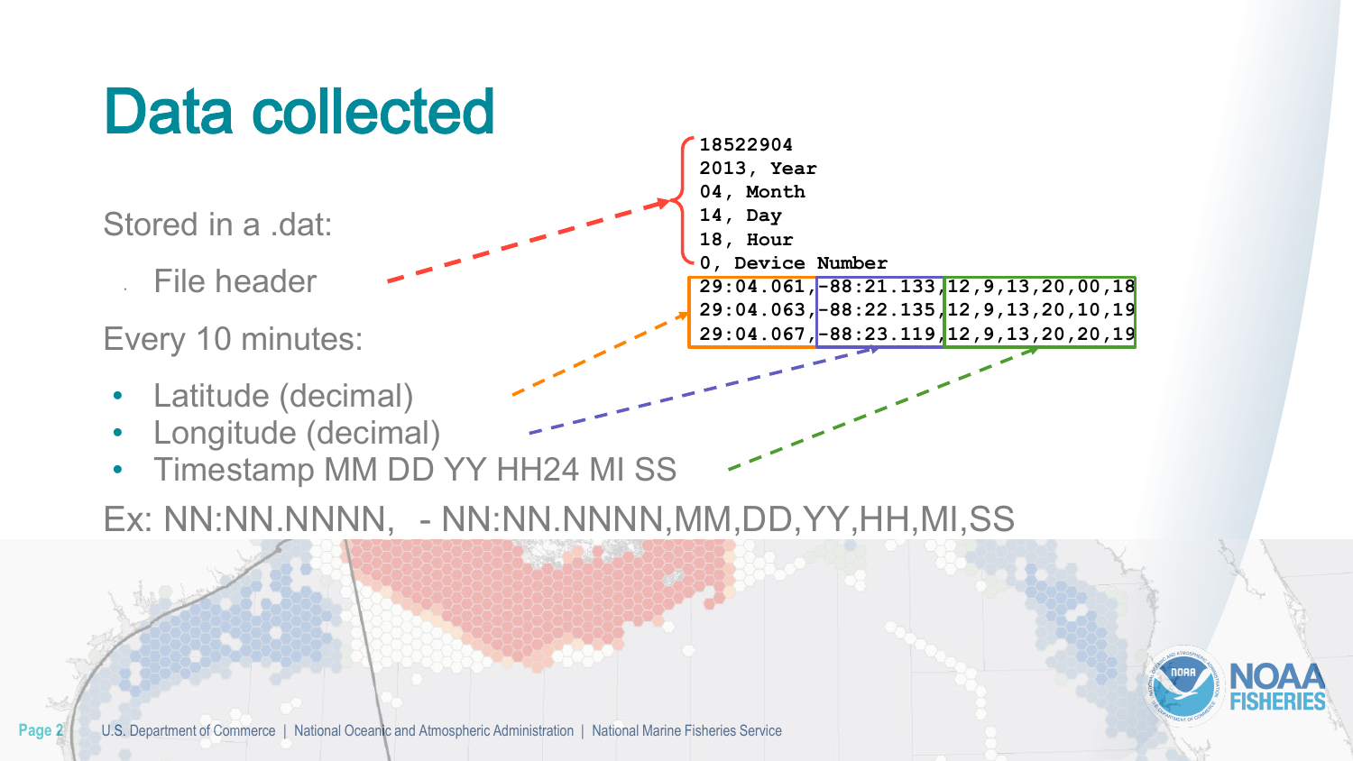# Data collected

Stored in a .dat:

- File header

Every 10 minutes:

- Latitude (decimal)
- Longitude (decimal)
- Timestamp MM DD YY HH24 MI SS

Ex: NN:NN.NNNN, - NN:NN.NNNN,MM,DD,YY,HH,MI,SS

```
18522904
2013, Year
04, Month
14, Day
18, Hour
0, Device Number
29:04.061,-88:21.133,12,9,13,20,00,18
29:04.063,-88:22.135,12,9,13,20,10,19
29:04.067,-88:23.119,12,9,13,20,20,19
```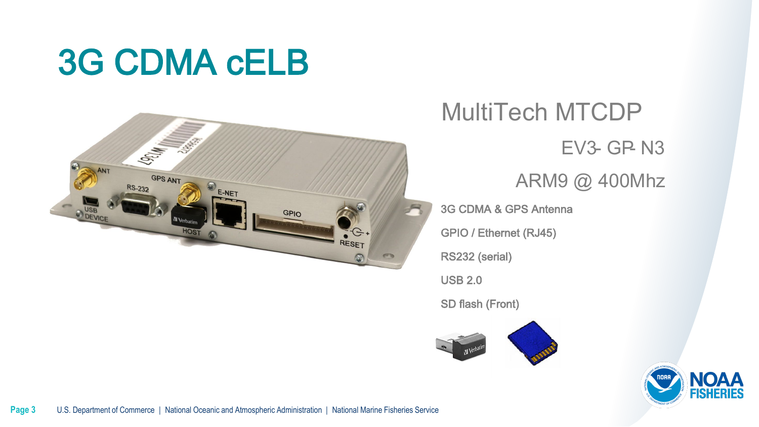# 3G CDMA cELB

MultiTech MTCDP

EV3- GP- N3

ARM9 @ 400Mhz

3G CDMA & GPS Antenna

GPIO / Ethernet (RJ45)

RS232 (serial)

USB 2.0

SD flash (Front)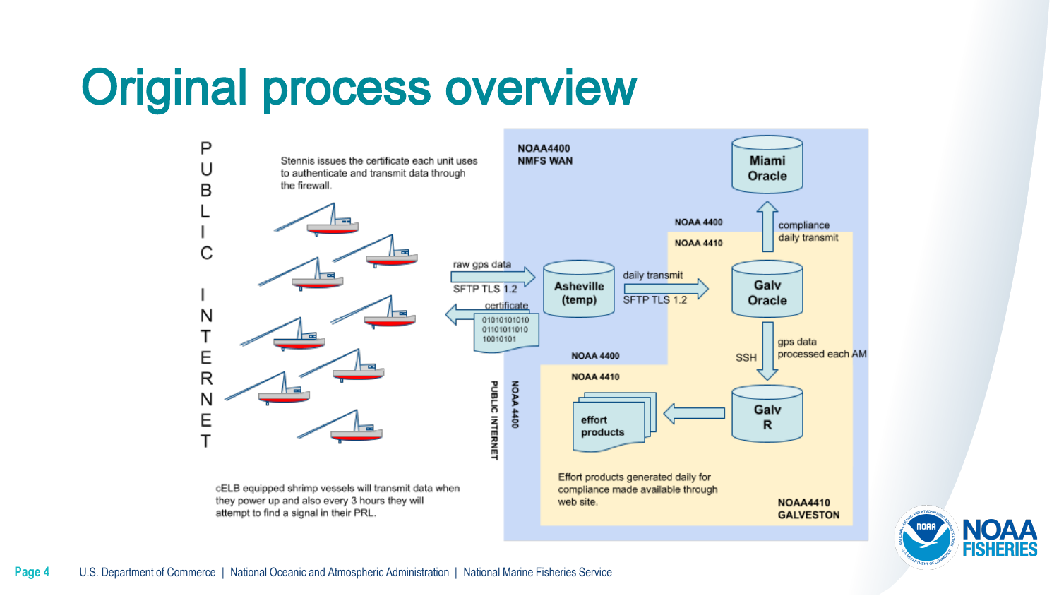# Original process overview

PUBLIC INTERNET

Stennis issues the certificate each unit uses to authenticate and transmit data through the firewall.

cELB equipped shrimp vessels will transmit data when they power up and also every 3 hours they will attempt to find a signal in their PRL.

raw gps data

SFTP TLS 1.2

certificate

01010101010
01101011010
10010101

PUBLIC INTERNET

NOAA 4400

NOAA4400
NMFS WAN

Asheville (temp)

daily transmit

SFTP TLS 1.2

NOAA 4400

NOAA 4410

Miami Oracle

compliance daily transmit

Galv Oracle

SSH

gps data processed each AM

NOAA 4400

NOAA 4410

Galv R

effort products

Effort products generated daily for compliance made available through web site.

NOAA4410
GALVESTON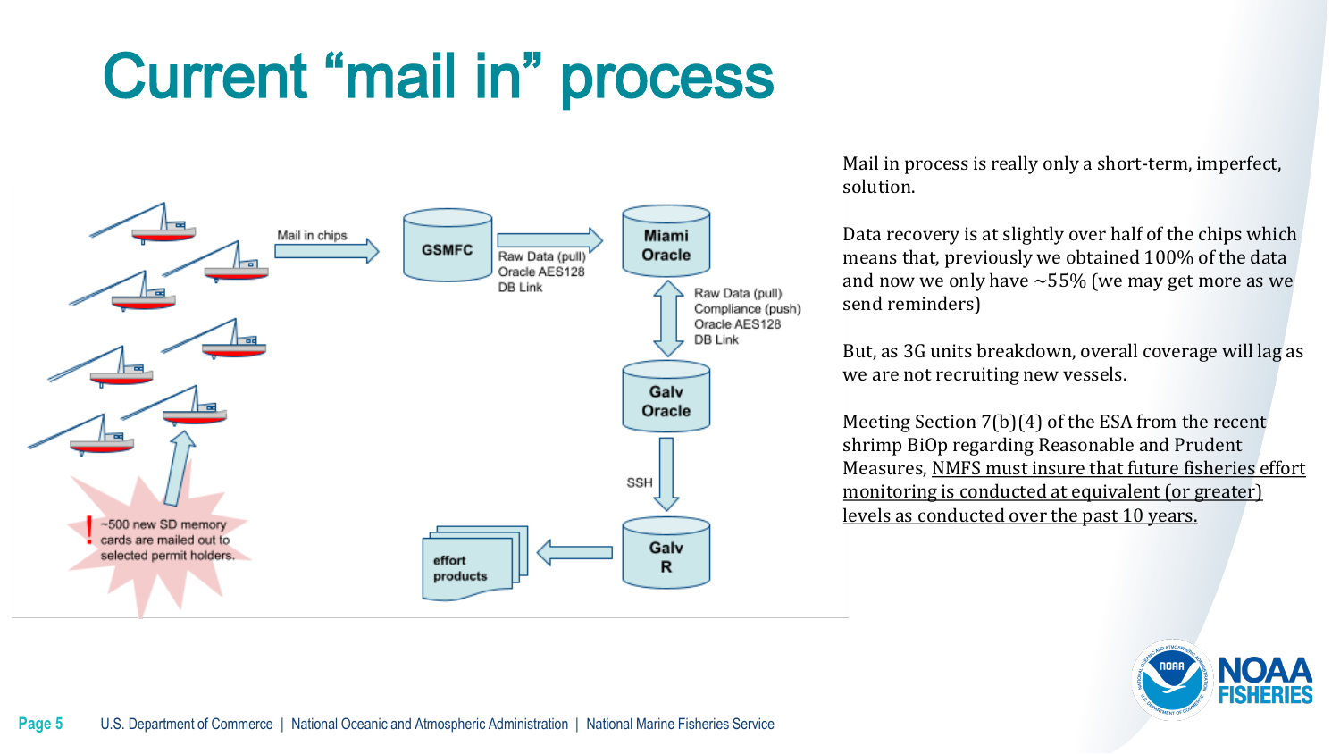# Current "mail in" process

Mail in chips

GSMFC

Raw Data (pull)
Oracle AES128
DB Link

Miami Oracle

Raw Data (pull)
Compliance (push)
Oracle AES128
DB Link

Galv Oracle

SSH

Galv R

effort products

~500 new SD memory cards are mailed out to selected permit holders.

Mail in process is really only a short-term, imperfect, solution.

Data recovery is at slightly over half of the chips which means that, previously we obtained 100% of the data and now we only have ~55% (we may get more as we send reminders)

But, as 3G units breakdown, overall coverage will lag as we are not recruiting new vessels.

Meeting Section 7(b)(4) of the ESA from the recent shrimp BiOp regarding Reasonable and Prudent Measures, NMFS must insure that future fisheries effort monitoring is conducted at equivalent (or greater) levels as conducted over the past 10 years.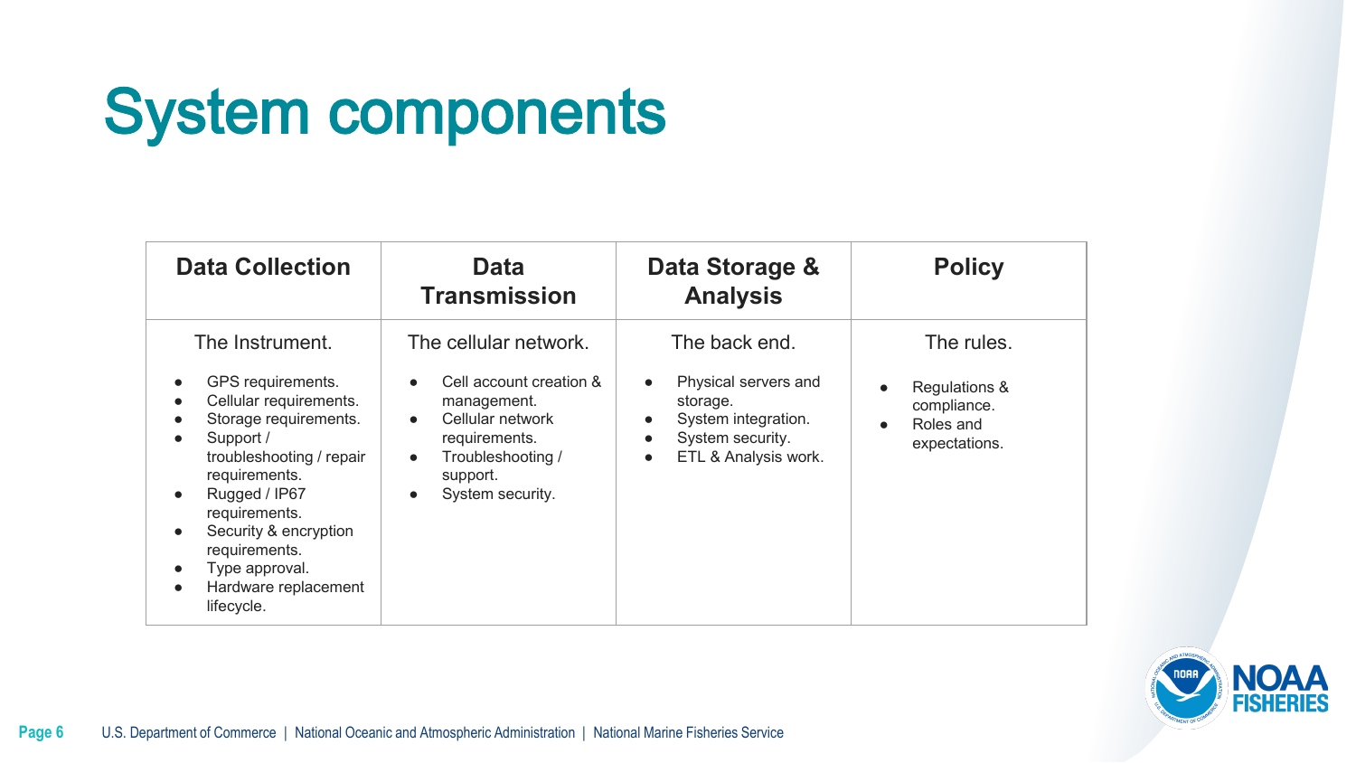# System components

| Data Collection | Data Transmission | Data Storage & Analysis | Policy |
|---|---|---|---|
| The Instrument.<br><br>• GPS requirements.<br>• Cellular requirements.<br>• Storage requirements.<br>• Support / troubleshooting / repair requirements.<br>• Rugged / IP67 requirements.<br>• Security & encryption requirements.<br>• Type approval.<br>• Hardware replacement lifecycle. | The cellular network.<br><br>• Cell account creation & management.<br>• Cellular network requirements.<br>• Troubleshooting / support.<br>• System security. | The back end.<br><br>• Physical servers and storage.<br>• System integration.<br>• System security.<br>• ETL & Analysis work. | The rules.<br><br>• Regulations & compliance.<br>• Roles and expectations. |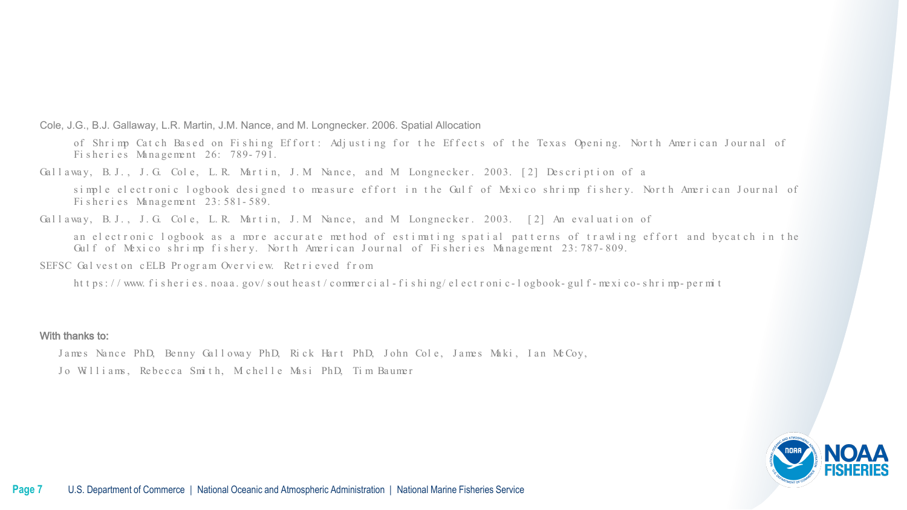Cole, J.G., B.J. Gallaway, L.R. Martin, J.M. Nance, and M. Longnecker. 2006. Spatial Allocation of Shrimp Catch Based on Fishing Effort: Adjusting for the Effects of the Texas Opening. North American Journal of Fisheries Management 26: 789-791.

Gallaway, B.J., J.G. Cole, L.R. Martin, J.M Nance, and M Longnecker. 2003. [2] Description of a simple electronic logbook designed to measure effort in the Gulf of Mexico shrimp fishery. North American Journal of Fisheries Management 23:581-589.

Gallaway, B.J., J.G. Cole, L.R. Martin, J.M Nance, and M Longnecker. 2003. [2] An evaluation of an electronic logbook as a more accurate method of estimating spatial patterns of trawling effort and bycatch in the Gulf of Mexico shrimp fishery. North American Journal of Fisheries Management 23:787-809.

SEFSC Galveston cELB Program Overview. Retrieved from https://www.fisheries.noaa.gov/southeast/commercial-fishing/electronic-logbook-gulf-mexico-shrimp-permit

**With thanks to:**

James Nance PhD, Benny Galloway PhD, Rick Hart PhD, John Cole, James Maki, Ian McCoy, Jo Williams, Rebecca Smith, Michelle Masi PhD, Tim Baumer